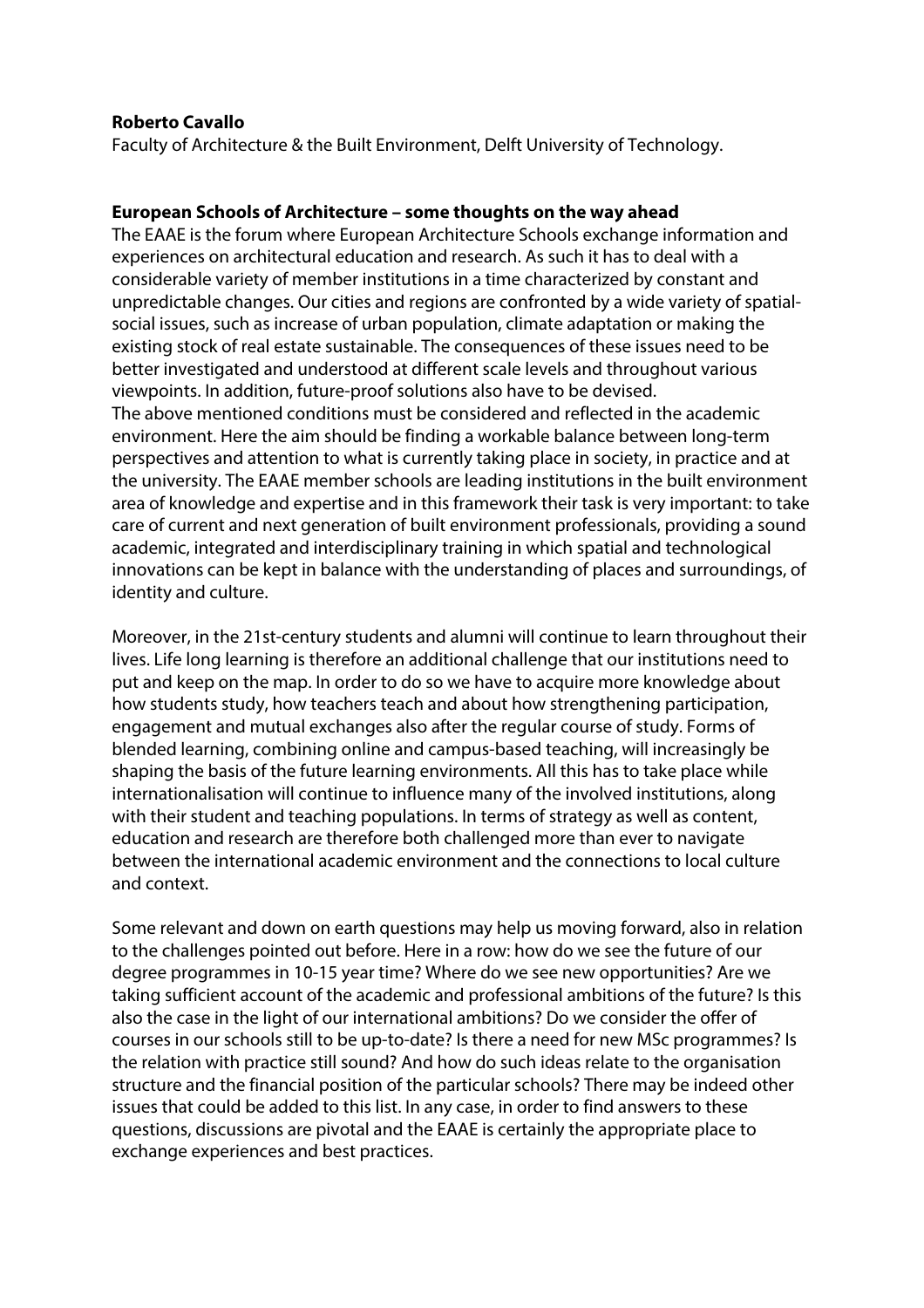**Roberto Cavallo**

Faculty of Architecture & the Built Environment, Delft University of Technology.

**European Schools of Architecture – some thoughts on the way ahead**

The EAAE is the forum where European Architecture Schools exchange information and experiences on architectural education and research. As such it has to deal with a considerable variety of member institutions in a time characterized by constant and unpredictable changes. Our cities and regions are confronted by a wide variety of spatial-social issues, such as increase of urban population, climate adaptation or making the existing stock of real estate sustainable. The consequences of these issues need to be better investigated and understood at different scale levels and throughout various viewpoints. In addition, future-proof solutions also have to be devised.
The above mentioned conditions must be considered and reflected in the academic environment. Here the aim should be finding a workable balance between long-term perspectives and attention to what is currently taking place in society, in practice and at the university. The EAAE member schools are leading institutions in the built environment area of knowledge and expertise and in this framework their task is very important: to take care of current and next generation of built environment professionals, providing a sound academic, integrated and interdisciplinary training in which spatial and technological innovations can be kept in balance with the understanding of places and surroundings, of identity and culture.

Moreover, in the 21st-century students and alumni will continue to learn throughout their lives. Life long learning is therefore an additional challenge that our institutions need to put and keep on the map. In order to do so we have to acquire more knowledge about how students study, how teachers teach and about how strengthening participation, engagement and mutual exchanges also after the regular course of study. Forms of blended learning, combining online and campus-based teaching, will increasingly be shaping the basis of the future learning environments. All this has to take place while internationalisation will continue to influence many of the involved institutions, along with their student and teaching populations. In terms of strategy as well as content, education and research are therefore both challenged more than ever to navigate between the international academic environment and the connections to local culture and context.

Some relevant and down on earth questions may help us moving forward, also in relation to the challenges pointed out before. Here in a row: how do we see the future of our degree programmes in 10-15 year time? Where do we see new opportunities? Are we taking sufficient account of the academic and professional ambitions of the future? Is this also the case in the light of our international ambitions? Do we consider the offer of courses in our schools still to be up-to-date? Is there a need for new MSc programmes? Is the relation with practice still sound? And how do such ideas relate to the organisation structure and the financial position of the particular schools? There may be indeed other issues that could be added to this list. In any case, in order to find answers to these questions, discussions are pivotal and the EAAE is certainly the appropriate place to exchange experiences and best practices.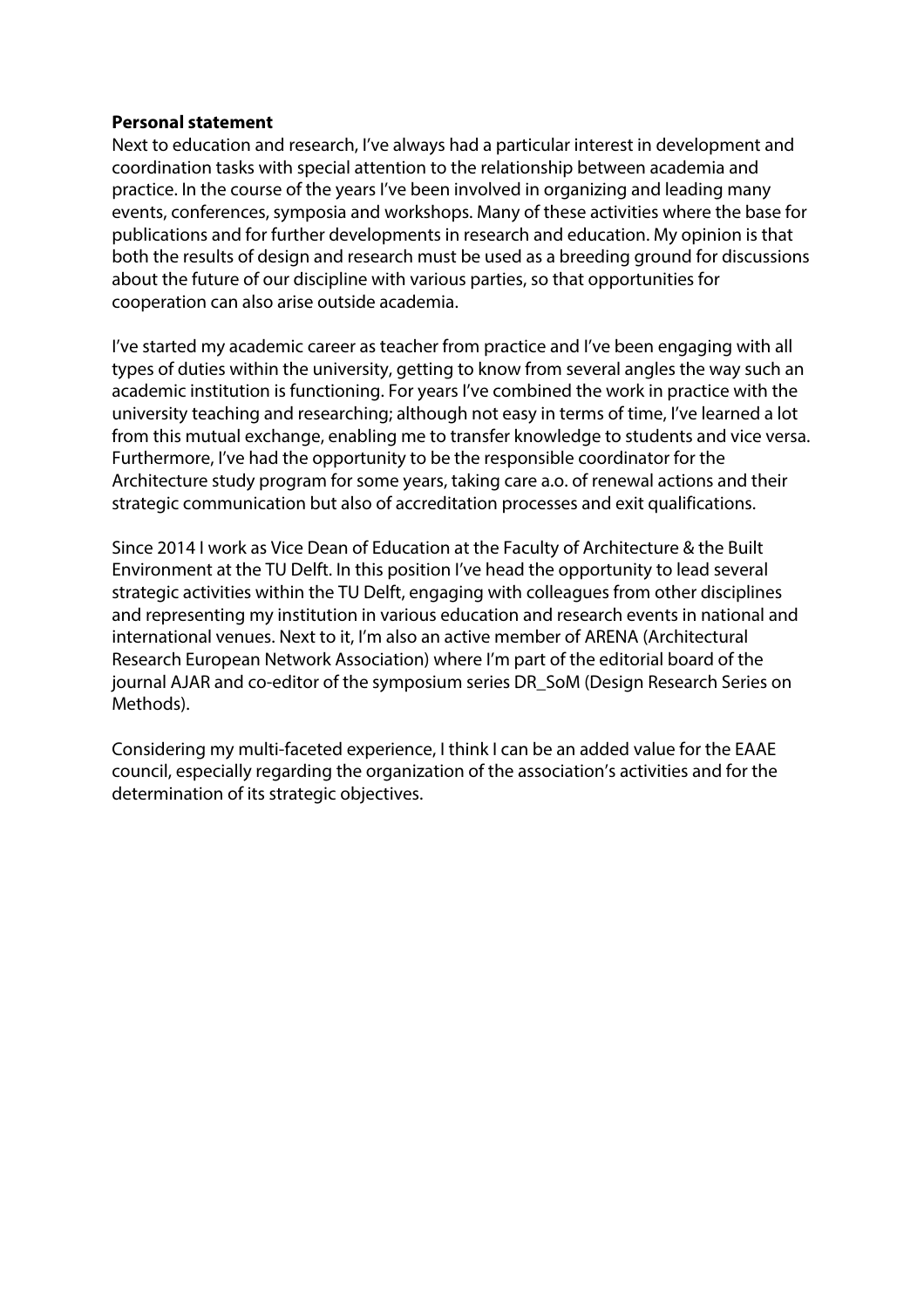**Personal statement**

Next to education and research, I've always had a particular interest in development and coordination tasks with special attention to the relationship between academia and practice. In the course of the years I've been involved in organizing and leading many events, conferences, symposia and workshops. Many of these activities where the base for publications and for further developments in research and education. My opinion is that both the results of design and research must be used as a breeding ground for discussions about the future of our discipline with various parties, so that opportunities for cooperation can also arise outside academia.

I've started my academic career as teacher from practice and I've been engaging with all types of duties within the university, getting to know from several angles the way such an academic institution is functioning. For years I've combined the work in practice with the university teaching and researching; although not easy in terms of time, I've learned a lot from this mutual exchange, enabling me to transfer knowledge to students and vice versa. Furthermore, I've had the opportunity to be the responsible coordinator for the Architecture study program for some years, taking care a.o. of renewal actions and their strategic communication but also of accreditation processes and exit qualifications.

Since 2014 I work as Vice Dean of Education at the Faculty of Architecture & the Built Environment at the TU Delft. In this position I've head the opportunity to lead several strategic activities within the TU Delft, engaging with colleagues from other disciplines and representing my institution in various education and research events in national and international venues. Next to it, I'm also an active member of ARENA (Architectural Research European Network Association) where I'm part of the editorial board of the journal AJAR and co-editor of the symposium series DR_SoM (Design Research Series on Methods).

Considering my multi-faceted experience, I think I can be an added value for the EAAE council, especially regarding the organization of the association's activities and for the determination of its strategic objectives.